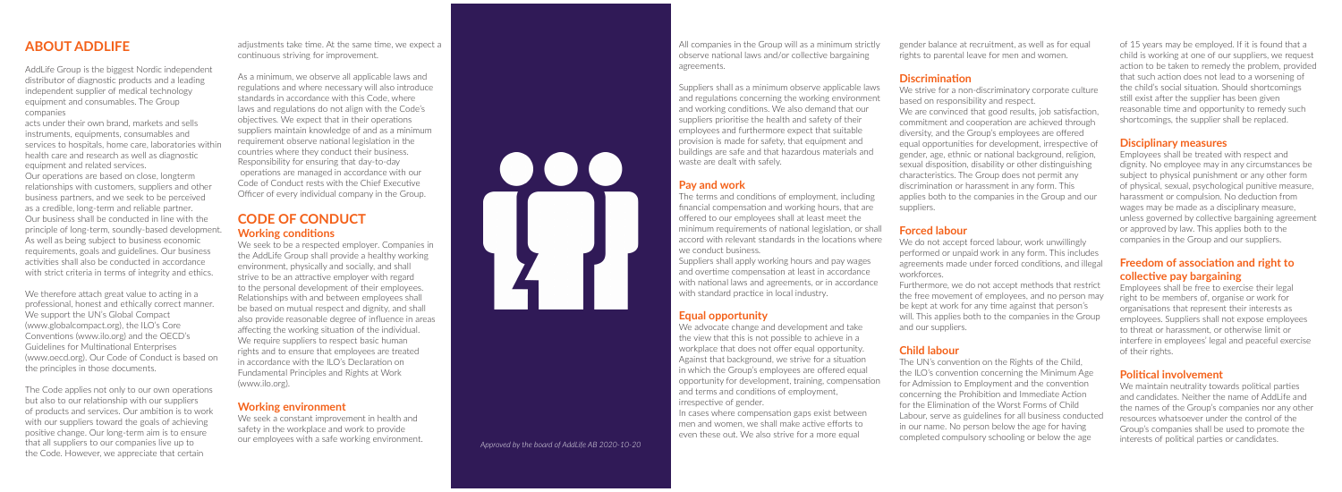# ABOUT ADDLIFE

AddLife Group is the biggest Nordic independent distributor of diagnostic products and a leading independent supplier of medical technology equipment and consumables. The Group companies
acts under their own brand, markets and sells instruments, equipments, consumables and services to hospitals, home care, laboratories within health care and research as well as diagnostic equipment and related services.
Our operations are based on close, longterm relationships with customers, suppliers and other business partners, and we seek to be perceived as a credible, long-term and reliable partner. Our business shall be conducted in line with the principle of long-term, soundly-based development. As well as being subject to business economic requirements, goals and guidelines. Our business activities shall also be conducted in accordance with strict criteria in terms of integrity and ethics.

We therefore attach great value to acting in a professional, honest and ethically correct manner. We support the UN's Global Compact (www.globalcompact.org), the ILO's Core Conventions (www.ilo.org) and the OECD's Guidelines for Multinational Enterprises (www.oecd.org). Our Code of Conduct is based on the principles in those documents.

The Code applies not only to our own operations but also to our relationship with our suppliers of products and services. Our ambition is to work with our suppliers toward the goals of achieving positive change. Our long-term aim is to ensure that all suppliers to our companies live up to the Code. However, we appreciate that certain adjustments take time. At the same time, we expect a continuous striving for improvement.

As a minimum, we observe all applicable laws and regulations and where necessary will also introduce standards in accordance with this Code, where laws and regulations do not align with the Code's objectives. We expect that in their operations suppliers maintain knowledge of and as a minimum requirement observe national legislation in the countries where they conduct their business. Responsibility for ensuring that day-to-day operations are managed in accordance with our Code of Conduct rests with the Chief Executive Officer of every individual company in the Group.

# CODE OF CONDUCT

## Working conditions

We seek to be a respected employer. Companies in the AddLife Group shall provide a healthy working environment, physically and socially, and shall strive to be an attractive employer with regard to the personal development of their employees. Relationships with and between employees shall be based on mutual respect and dignity, and shall also provide reasonable degree of influence in areas affecting the working situation of the individual. We require suppliers to respect basic human rights and to ensure that employees are treated in accordance with the ILO's Declaration on Fundamental Principles and Rights at Work (www.ilo.org).

## Working environment

We seek a constant improvement in health and safety in the workplace and work to provide our employees with a safe working environment.

*Approved by the board of AddLife AB 2020-10-20*

All companies in the Group will as a minimum strictly observe national laws and/or collective bargaining agreements.

Suppliers shall as a minimum observe applicable laws and regulations concerning the working environment and working conditions. We also demand that our suppliers prioritise the health and safety of their employees and furthermore expect that suitable provision is made for safety, that equipment and buildings are safe and that hazardous materials and waste are dealt with safely.

## Pay and work

The terms and conditions of employment, including financial compensation and working hours, that are offered to our employees shall at least meet the minimum requirements of national legislation, or shall accord with relevant standards in the locations where we conduct business.
Suppliers shall apply working hours and pay wages and overtime compensation at least in accordance with national laws and agreements, or in accordance with standard practice in local industry.

## Equal opportunity

We advocate change and development and take the view that this is not possible to achieve in a workplace that does not offer equal opportunity. Against that background, we strive for a situation in which the Group's employees are offered equal opportunity for development, training, compensation and terms and conditions of employment, irrespective of gender.
In cases where compensation gaps exist between men and women, we shall make active efforts to even these out. We also strive for a more equal gender balance at recruitment, as well as for equal rights to parental leave for men and women.

## Discrimination

We strive for a non-discriminatory corporate culture based on responsibility and respect.
We are convinced that good results, job satisfaction, commitment and cooperation are achieved through diversity, and the Group's employees are offered equal opportunities for development, irrespective of gender, age, ethnic or national background, religion, sexual disposition, disability or other distinguishing characteristics. The Group does not permit any discrimination or harassment in any form. This applies both to the companies in the Group and our suppliers.

## Forced labour

We do not accept forced labour, work unwillingly performed or unpaid work in any form. This includes agreements made under forced conditions, and illegal workforces.
Furthermore, we do not accept methods that restrict the free movement of employees, and no person may be kept at work for any time against that person's will. This applies both to the companies in the Group and our suppliers.

## Child labour

The UN's convention on the Rights of the Child, the ILO's convention concerning the Minimum Age for Admission to Employment and the convention concerning the Prohibition and Immediate Action for the Elimination of the Worst Forms of Child Labour, serve as guidelines for all business conducted in our name. No person below the age for having completed compulsory schooling or below the age of 15 years may be employed. If it is found that a child is working at one of our suppliers, we request action to be taken to remedy the problem, provided that such action does not lead to a worsening of the child's social situation. Should shortcomings still exist after the supplier has been given reasonable time and opportunity to remedy such shortcomings, the supplier shall be replaced.

## Disciplinary measures

Employees shall be treated with respect and dignity. No employee may in any circumstances be subject to physical punishment or any other form of physical, sexual, psychological punitive measure, harassment or compulsion. No deduction from wages may be made as a disciplinary measure, unless governed by collective bargaining agreement or approved by law. This applies both to the companies in the Group and our suppliers.

## Freedom of association and right to collective pay bargaining

Employees shall be free to exercise their legal right to be members of, organise or work for organisations that represent their interests as employees. Suppliers shall not expose employees to threat or harassment, or otherwise limit or interfere in employees' legal and peaceful exercise of their rights.

## Political involvement

We maintain neutrality towards political parties and candidates. Neither the name of AddLife and the names of the Group's companies nor any other resources whatsoever under the control of the Group's companies shall be used to promote the interests of political parties or candidates.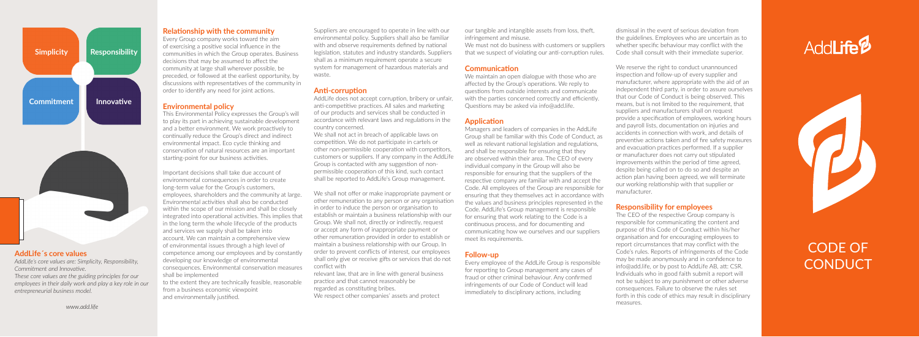Simplicity

Responsibility

Commitment

Innovative

## AddLife´s core values

*AddLife's core values are: Simplicity, Responsibility, Commitment and Innovative.*
*These core values are the guiding principles for our employees in their daily work and play a key role in our entrepreneurial business model.*

*www.add.life*

## Relationship with the community

Every Group company works toward the aim of exercising a positive social influence in the communities in which the Group operates. Business decisions that may be assumed to affect the community at large shall wherever possible, be preceded, or followed at the earliest opportunity, by discussions with representatives of the community in order to identify any need for joint actions.

## Environmental policy

This Environmental Policy expresses the Group's will to play its part in achieving sustainable development and a better environment. We work proactively to continually reduce the Group's direct and indirect environmental impact. Eco cycle thinking and conservation of natural resources are an important starting-point for our business activities.

Important decisions shall take due account of environmental consequences in order to create long-term value for the Group's customers, employees, shareholders and the community at large. Environmental activities shall also be conducted within the scope of our mission and shall be closely integrated into operational activities. This implies that in the long term the whole lifecycle of the products and services we supply shall be taken into account. We can maintain a comprehensive view of environmental issues through a high level of competence among our employees and by constantly developing our knowledge of environmental consequences. Environmental conservation measures shall be implemented to the extent they are technically feasible, reasonable from a business economic viewpoint and environmentally justified.

Suppliers are encouraged to operate in line with our environmental policy. Suppliers shall also be familiar with and observe requirements defined by national legislation, statutes and industry standards. Suppliers shall as a minimum requirement operate a secure system for management of hazardous materials and waste.

## Anti-corruption

AddLife does not accept corruption, bribery or unfair, anti-competitive practices. All sales and marketing of our products and services shall be conducted in accordance with relevant laws and regulations in the country concerned.

We shall not act in breach of applicable laws on competition. We do not participate in cartels or other non-permissible cooperation with competitors, customers or suppliers. If any company in the AddLife Group is contacted with any suggestion of non-permissible cooperation of this kind, such contact shall be reported to AddLife's Group management.

We shall not offer or make inappropriate payment or other remuneration to any person or any organisation in order to induce the person or organisation to establish or maintain a business relationship with our Group. We shall not, directly or indirectly, request or accept any form of inappropriate payment or other remuneration provided in order to establish or maintain a business relationship with our Group. In order to prevent conflicts of interest, our employees shall only give or receive gifts or services that do not conflict with relevant law, that are in line with general business practice and that cannot reasonably be regarded as constituting bribes.

We respect other companies' assets and protect our tangible and intangible assets from loss, theft, infringement and misuse.

We must not do business with customers or suppliers that we suspect of violating our anti-corruption rules.

## Communication

We maintain an open dialogue with those who are affected by the Group's operations. We reply to questions from outside interests and communicate with the parties concerned correctly and efficiently. Questions may be asked via info@add.life.

## Application

Managers and leaders of companies in the AddLife Group shall be familiar with this Code of Conduct, as well as relevant national legislation and regulations, and shall be responsible for ensuring that they are observed within their area. The CEO of every individual company in the Group will also be responsible for ensuring that the suppliers of the respective company are familiar with and accept the Code. All employees of the Group are responsible for ensuring that they themselves act in accordance with the values and business principles represented in the Code. AddLife's Group management is responsible for ensuring that work relating to the Code is a continuous process, and for documenting and communicating how we ourselves and our suppliers meet its requirements.

## Follow-up

Every employee of the AddLife Group is responsible for reporting to Group management any cases of fraud or other criminal behaviour. Any confirmed infringements of our Code of Conduct will lead immediately to disciplinary actions, including dismissal in the event of serious deviation from the guidelines. Employees who are uncertain as to whether specific behaviour may conflict with the Code shall consult with their immediate superior.

We reserve the right to conduct unannounced inspection and follow-up of every supplier and manufacturer, where appropriate with the aid of an independent third party, in order to assure ourselves that our Code of Conduct is being observed. This means, but is not limited to the requirement, that suppliers and manufacturers shall on request provide a specification of employees, working hours and payroll lists, documentation on injuries and accidents in connection with work, and details of preventive actions taken and of fire safety measures and evacuation practices performed. If a supplier or manufacturer does not carry out stipulated improvements within the period of time agreed, despite being called on to do so and despite an action plan having been agreed, we will terminate our working relationship with that supplier or manufacturer.

## Responsibility for employees

The CEO of the respective Group company is responsible for communicating the content and purpose of this Code of Conduct within his/her organisation and for encouraging employees to report circumstances that may conflict with the Code's rules. Reports of infringements of the Code may be made anonymously and in confidence to info@add.life, or by post to AddLife AB, att: CSR. Individuals who in good faith submit a report will not be subject to any punishment or other adverse consequences. Failure to observe the rules set forth in this code of ethics may result in disciplinary measures.

AddLife

# CODE OF CONDUCT